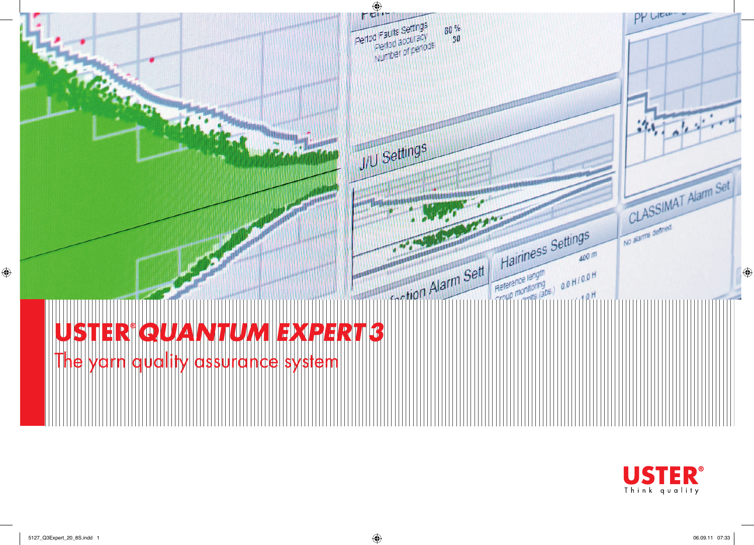# USTER® QUANTUM EXPERT 3

## The yarn quality assurance system

USTER®
Think quality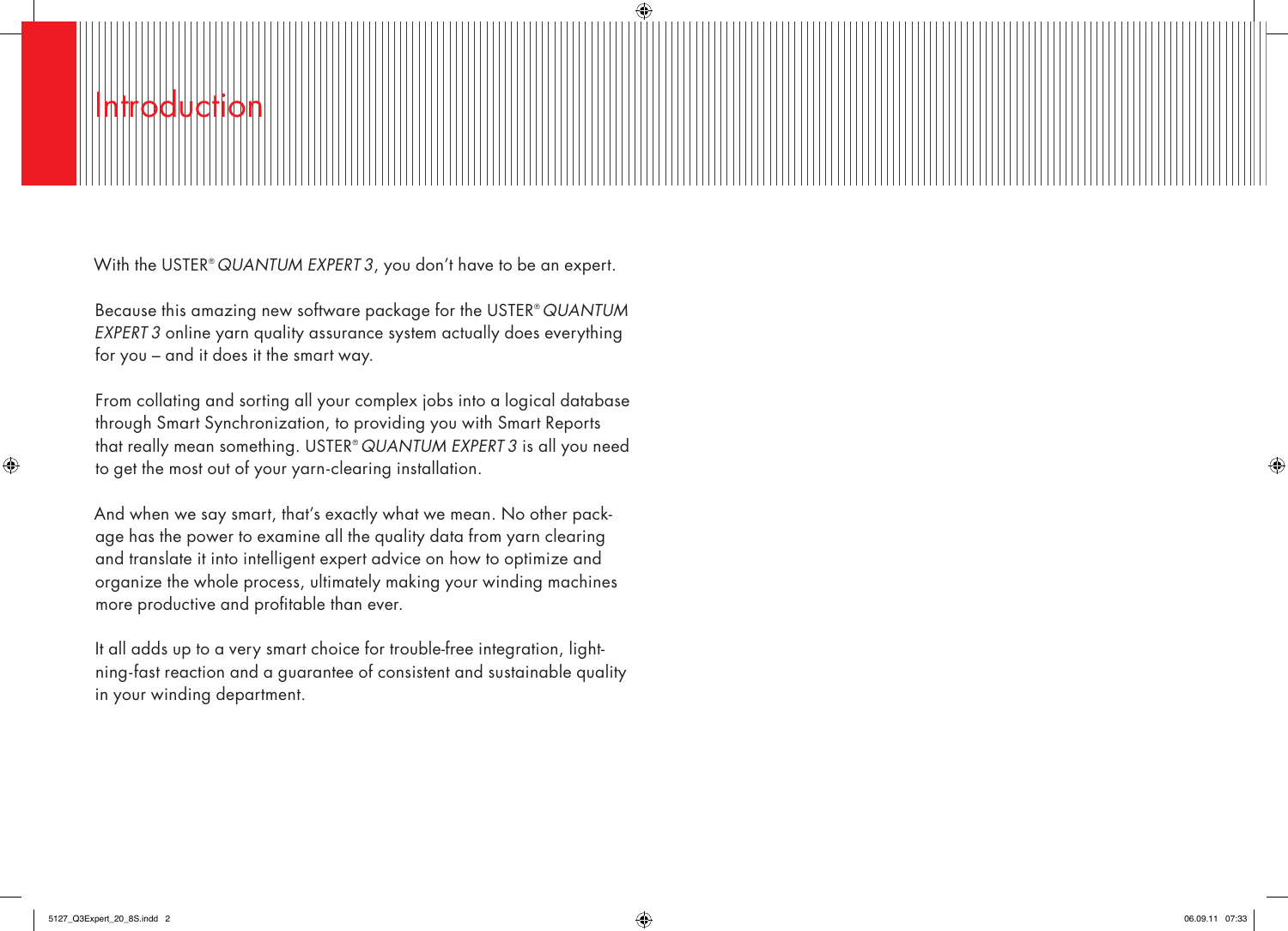# Introduction

With the USTER® *QUANTUM EXPERT 3*, you don't have to be an expert.

Because this amazing new software package for the USTER® *QUANTUM EXPERT 3* online yarn quality assurance system actually does everything for you – and it does it the smart way.

From collating and sorting all your complex jobs into a logical database through Smart Synchronization, to providing you with Smart Reports that really mean something. USTER® *QUANTUM EXPERT 3* is all you need to get the most out of your yarn-clearing installation.

And when we say smart, that's exactly what we mean. No other package has the power to examine all the quality data from yarn clearing and translate it into intelligent expert advice on how to optimize and organize the whole process, ultimately making your winding machines more productive and profitable than ever.

It all adds up to a very smart choice for trouble-free integration, lightning-fast reaction and a guarantee of consistent and sustainable quality in your winding department.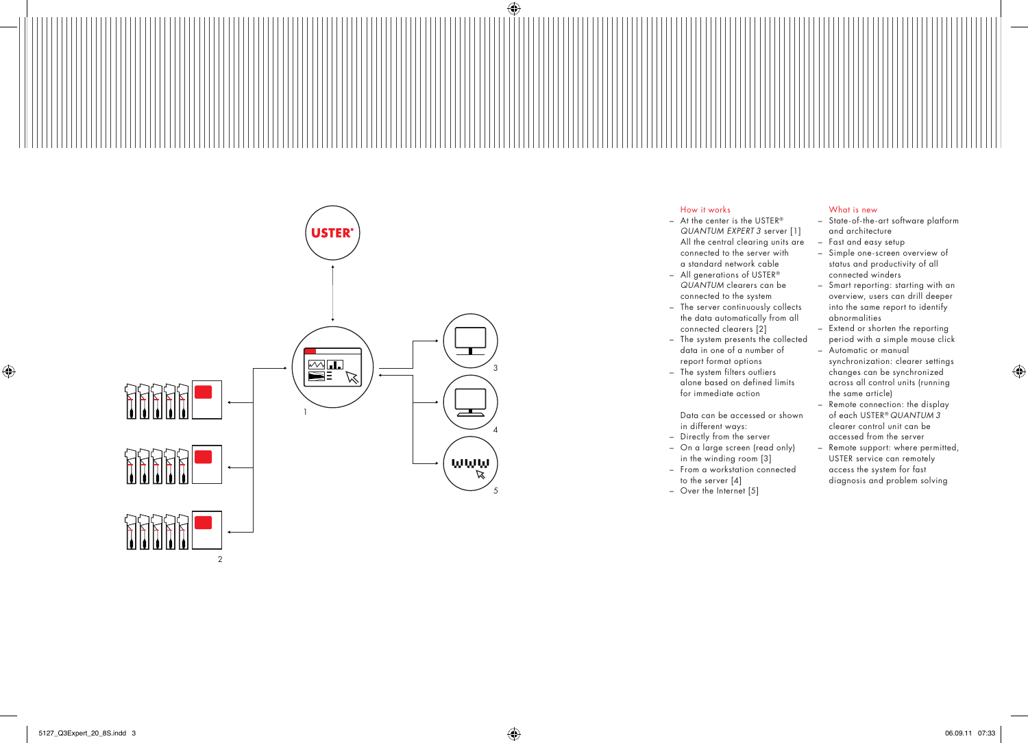## How it works

- At the center is the USTER® *QUANTUM EXPERT 3* server [1] All the central clearing units are connected to the server with a standard network cable
- All generations of USTER® *QUANTUM* clearers can be connected to the system
- The server continuously collects the data automatically from all connected clearers [2]
- The system presents the collected data in one of a number of report format options
- The system filters outliers alone based on defined limits for immediate action

Data can be accessed or shown in different ways:

- Directly from the server
- On a large screen (read only) in the winding room [3]
- From a workstation connected to the server [4]
- Over the Internet [5]

## What is new

- State-of-the-art software platform and architecture
- Fast and easy setup
- Simple one-screen overview of status and productivity of all connected winders
- Smart reporting: starting with an overview, users can drill deeper into the same report to identify abnormalities
- Extend or shorten the reporting period with a simple mouse click
- Automatic or manual synchronization: clearer settings changes can be synchronized across all control units (running the same article)
- Remote connection: the display of each USTER® *QUANTUM 3* clearer control unit can be accessed from the server
- Remote support: where permitted, USTER service can remotely access the system for fast diagnosis and problem solving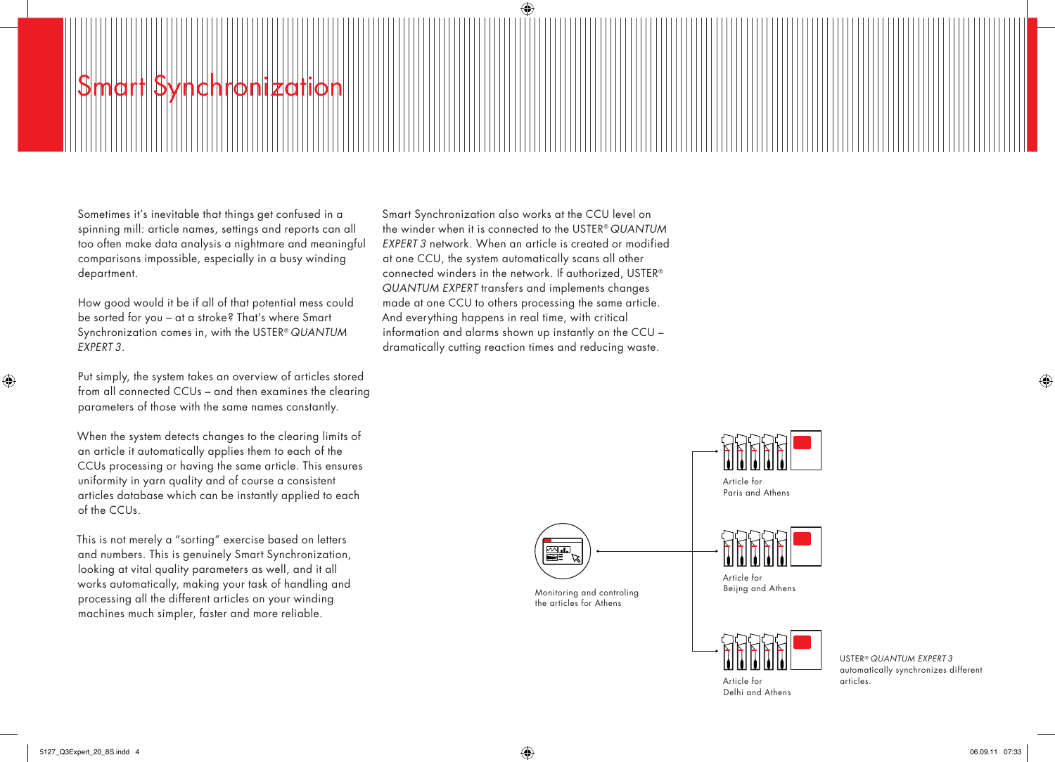# Smart Synchronization

Sometimes it's inevitable that things get confused in a spinning mill: article names, settings and reports can all too often make data analysis a nightmare and meaningful comparisons impossible, especially in a busy winding department.

How good would it be if all of that potential mess could be sorted for you – at a stroke? That's where Smart Synchronization comes in, with the USTER® *QUANTUM EXPERT 3*.

Put simply, the system takes an overview of articles stored from all connected CCUs – and then examines the clearing parameters of those with the same names constantly.

When the system detects changes to the clearing limits of an article it automatically applies them to each of the CCUs processing or having the same article. This ensures uniformity in yarn quality and of course a consistent articles database which can be instantly applied to each of the CCUs.

This is not merely a "sorting" exercise based on letters and numbers. This is genuinely Smart Synchronization, looking at vital quality parameters as well, and it all works automatically, making your task of handling and processing all the different articles on your winding machines much simpler, faster and more reliable.

Smart Synchronization also works at the CCU level on the winder when it is connected to the USTER® *QUANTUM EXPERT 3* network. When an article is created or modified at one CCU, the system automatically scans all other connected winders in the network. If authorized, USTER® *QUANTUM EXPERT* transfers and implements changes made at one CCU to others processing the same article. And everything happens in real time, with critical information and alarms shown up instantly on the CCU – dramatically cutting reaction times and reducing waste.

Monitoring and controling the articles for Athens

Article for Paris and Athens

Article for Beijng and Athens

Article for Delhi and Athens

USTER® *QUANTUM EXPERT 3* automatically synchronizes different articles.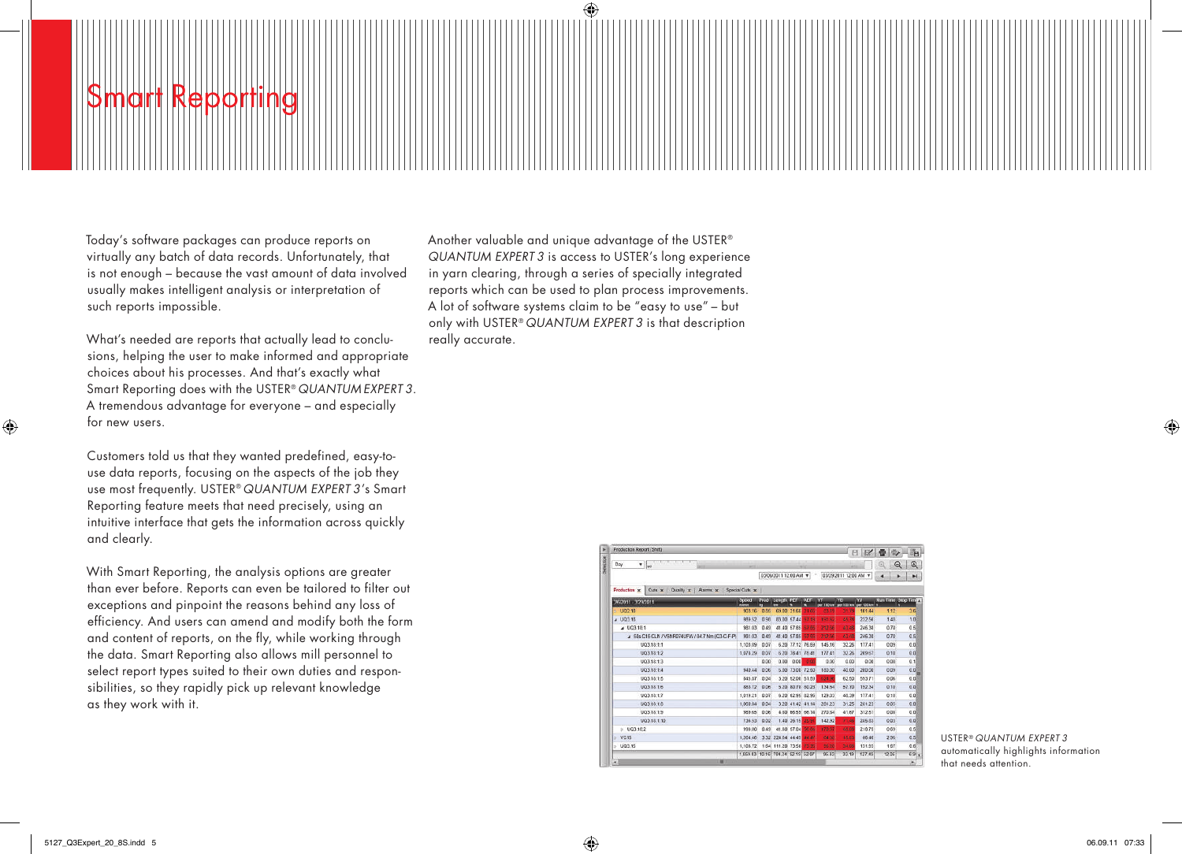# Smart Reporting

Today's software packages can produce reports on virtually any batch of data records. Unfortunately, that is not enough – because the vast amount of data involved usually makes intelligent analysis or interpretation of such reports impossible.

What's needed are reports that actually lead to conclusions, helping the user to make informed and appropriate choices about his processes. And that's exactly what Smart Reporting does with the USTER® *QUANTUM EXPERT 3*. A tremendous advantage for everyone – and especially for new users.

Customers told us that they wanted predefined, easy-to-use data reports, focusing on the aspects of the job they use most frequently. USTER® *QUANTUM EXPERT 3*'s Smart Reporting feature meets that need precisely, using an intuitive interface that gets the information across quickly and clearly.

With Smart Reporting, the analysis options are greater than ever before. Reports can even be tailored to filter out exceptions and pinpoint the reasons behind any loss of efficiency. And users can amend and modify both the form and content of reports, on the fly, while working through the data. Smart Reporting also allows mill personnel to select report types suited to their own duties and responsibilities, so they rapidly pick up relevant knowledge as they work with it.

Another valuable and unique advantage of the USTER® *QUANTUM EXPERT 3* is access to USTER's long experience in yarn clearing, through a series of specially integrated reports which can be used to plan process improvements. A lot of software systems claim to be "easy to use" – but only with USTER® *QUANTUM EXPERT 3* is that description really accurate.

USTER® *QUANTUM EXPERT 3* automatically highlights information that needs attention.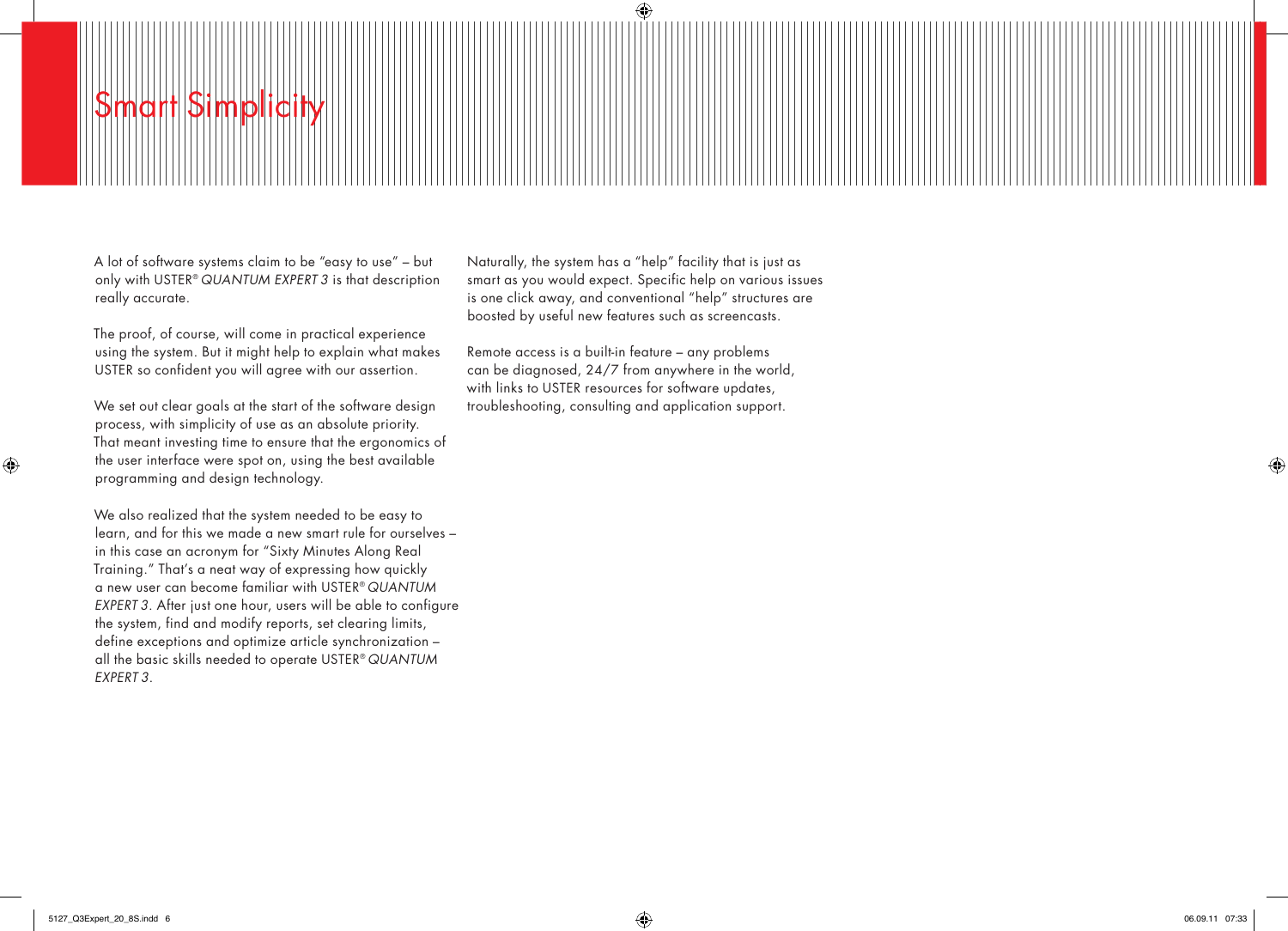# Smart Simplicity

A lot of software systems claim to be "easy to use" – but only with USTER® *QUANTUM EXPERT 3* is that description really accurate.

The proof, of course, will come in practical experience using the system. But it might help to explain what makes USTER so confident you will agree with our assertion.

We set out clear goals at the start of the software design process, with simplicity of use as an absolute priority. That meant investing time to ensure that the ergonomics of the user interface were spot on, using the best available programming and design technology.

We also realized that the system needed to be easy to learn, and for this we made a new smart rule for ourselves – in this case an acronym for "Sixty Minutes Along Real Training." That's a neat way of expressing how quickly a new user can become familiar with USTER® *QUANTUM EXPERT 3*. After just one hour, users will be able to configure the system, find and modify reports, set clearing limits, define exceptions and optimize article synchronization – all the basic skills needed to operate USTER® *QUANTUM EXPERT 3*.

Naturally, the system has a "help" facility that is just as smart as you would expect. Specific help on various issues is one click away, and conventional "help" structures are boosted by useful new features such as screencasts.

Remote access is a built-in feature – any problems can be diagnosed, 24/7 from anywhere in the world, with links to USTER resources for software updates, troubleshooting, consulting and application support.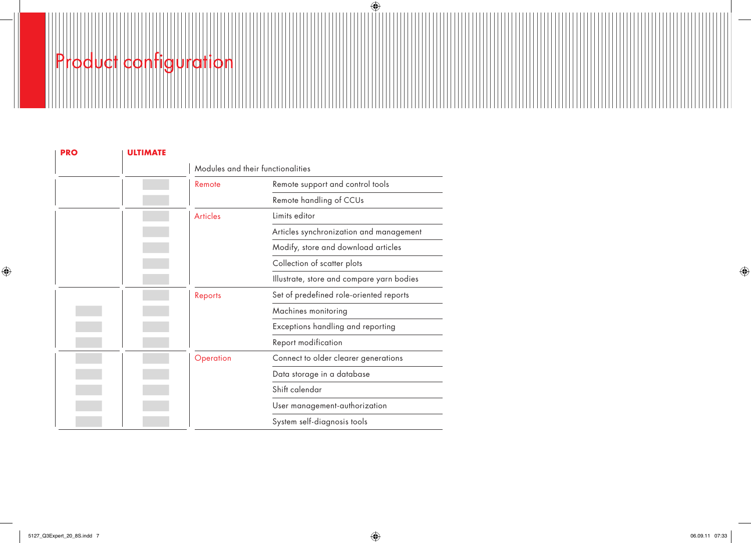# Product configuration

| PRO | ULTIMATE | Modules and their functionalities | |
|---|---|---|---|
| | ■ | Remote | Remote support and control tools |
| | ■ | | Remote handling of CCUs |
| | ■ | Articles | Limits editor |
| | ■ | | Articles synchronization and management |
| | ■ | | Modify, store and download articles |
| | ■ | | Collection of scatter plots |
| | ■ | | Illustrate, store and compare yarn bodies |
| | ■ | Reports | Set of predefined role-oriented reports |
| ■ | ■ | | Machines monitoring |
| ■ | ■ | | Exceptions handling and reporting |
| ■ | ■ | | Report modification |
| ■ | ■ | Operation | Connect to older clearer generations |
| ■ | ■ | | Data storage in a database |
| ■ | ■ | | Shift calendar |
| ■ | ■ | | User management-authorization |
| ■ | ■ | | System self-diagnosis tools |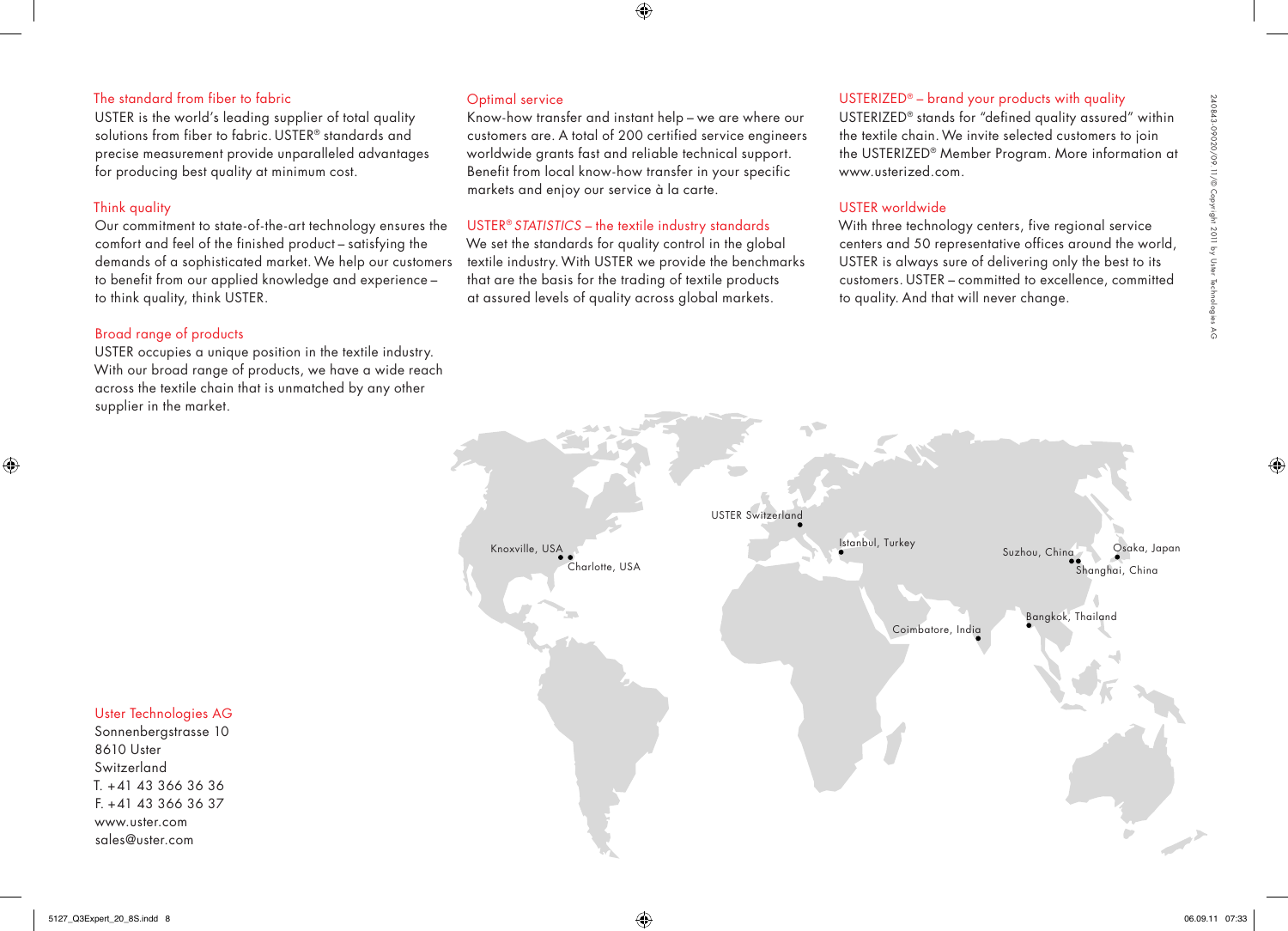## The standard from fiber to fabric

USTER is the world's leading supplier of total quality solutions from fiber to fabric. USTER® standards and precise measurement provide unparalleled advantages for producing best quality at minimum cost.

## Think quality

Our commitment to state-of-the-art technology ensures the comfort and feel of the finished product – satisfying the demands of a sophisticated market. We help our customers to benefit from our applied knowledge and experience – to think quality, think USTER.

## Broad range of products

USTER occupies a unique position in the textile industry. With our broad range of products, we have a wide reach across the textile chain that is unmatched by any other supplier in the market.

## Optimal service

Know-how transfer and instant help – we are where our customers are. A total of 200 certified service engineers worldwide grants fast and reliable technical support. Benefit from local know-how transfer in your specific markets and enjoy our service à la carte.

## USTER® *STATISTICS* – the textile industry standards

We set the standards for quality control in the global textile industry. With USTER we provide the benchmarks that are the basis for the trading of textile products at assured levels of quality across global markets.

## USTERIZED® – brand your products with quality

USTERIZED® stands for "defined quality assured" within the textile chain. We invite selected customers to join the USTERIZED® Member Program. More information at www.usterized.com.

## USTER worldwide

With three technology centers, five regional service centers and 50 representative offices around the world, USTER is always sure of delivering only the best to its customers. USTER – committed to excellence, committed to quality. And that will never change.

USTER Switzerland
Knoxville, USA
Charlotte, USA
Istanbul, Turkey
Suzhou, China
Osaka, Japan
Shanghai, China
Bangkok, Thailand
Coimbatore, India

## Uster Technologies AG

Sonnenbergstrasse 10
8610 Uster
Switzerland
T. +41 43 366 36 36
F. +41 43 366 36 37
www.uster.com
sales@uster.com

240843-09020/09 11/© Copyright 2011 by Uster Technologies AG